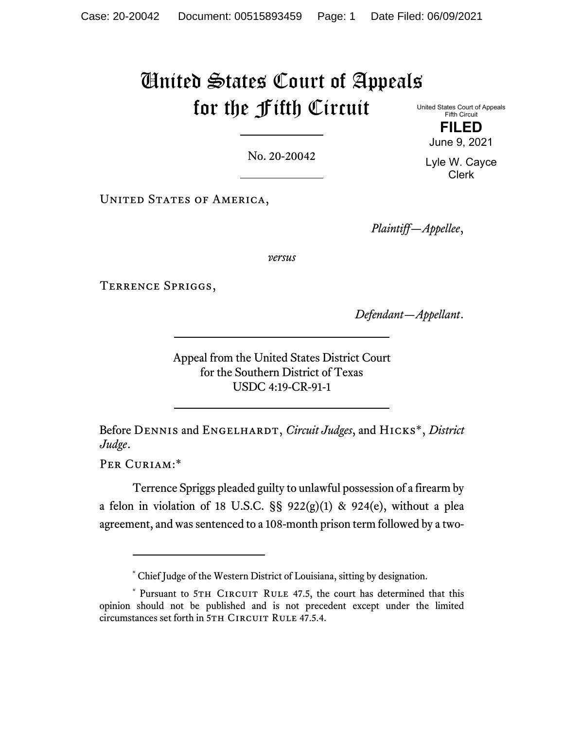Case: 20-20042 Document: 00515893459 Page: 1 Date Filed: 06/09/2021

# United States Court of Appeals for the Fifth Circuit

United States Court of Appeals
Fifth Circuit

**FILED**

June 9, 2021

Lyle W. Cayce
Clerk

No. 20-20042

United States of America,

*Plaintiff—Appellee*,

*versus*

Terrence Spriggs,

*Defendant—Appellant*.

Appeal from the United States District Court
for the Southern District of Texas
USDC 4:19-CR-91-1

Before Dennis and Engelhardt, *Circuit Judges*, and Hicks*, *District Judge*.

Per Curiam:*

Terrence Spriggs pleaded guilty to unlawful possession of a firearm by a felon in violation of 18 U.S.C. §§ 922(g)(1) & 924(e), without a plea agreement, and was sentenced to a 108-month prison term followed by a two-

---

* Chief Judge of the Western District of Louisiana, sitting by designation.

* Pursuant to 5th Circuit Rule 47.5, the court has determined that this opinion should not be published and is not precedent except under the limited circumstances set forth in 5th Circuit Rule 47.5.4.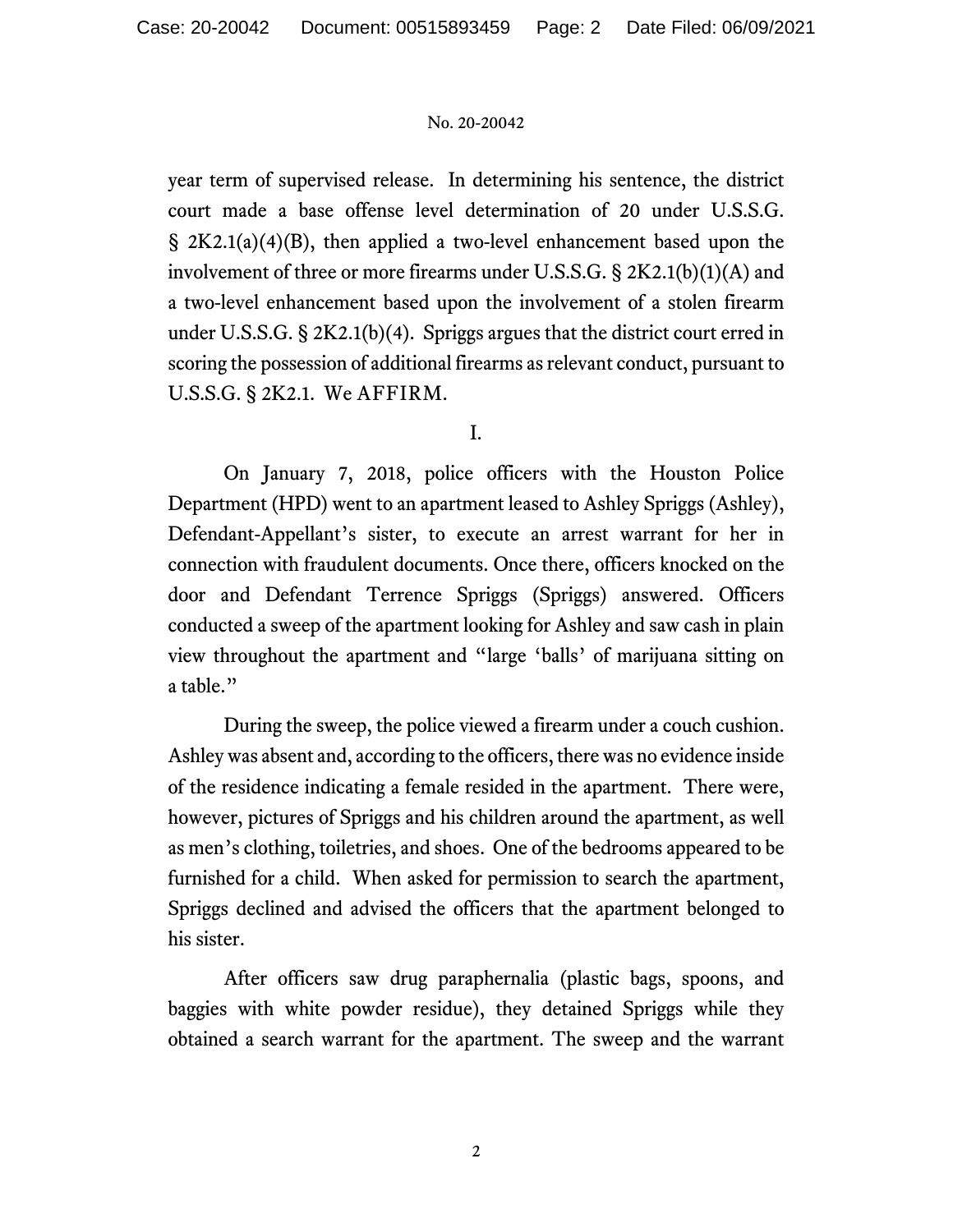year term of supervised release. In determining his sentence, the district court made a base offense level determination of 20 under U.S.S.G. § 2K2.1(a)(4)(B), then applied a two-level enhancement based upon the involvement of three or more firearms under U.S.S.G. § 2K2.1(b)(1)(A) and a two-level enhancement based upon the involvement of a stolen firearm under U.S.S.G. § 2K2.1(b)(4). Spriggs argues that the district court erred in scoring the possession of additional firearms as relevant conduct, pursuant to U.S.S.G. § 2K2.1. We AFFIRM.

I.

On January 7, 2018, police officers with the Houston Police Department (HPD) went to an apartment leased to Ashley Spriggs (Ashley), Defendant-Appellant's sister, to execute an arrest warrant for her in connection with fraudulent documents. Once there, officers knocked on the door and Defendant Terrence Spriggs (Spriggs) answered. Officers conducted a sweep of the apartment looking for Ashley and saw cash in plain view throughout the apartment and "large 'balls' of marijuana sitting on a table."

During the sweep, the police viewed a firearm under a couch cushion. Ashley was absent and, according to the officers, there was no evidence inside of the residence indicating a female resided in the apartment. There were, however, pictures of Spriggs and his children around the apartment, as well as men's clothing, toiletries, and shoes. One of the bedrooms appeared to be furnished for a child. When asked for permission to search the apartment, Spriggs declined and advised the officers that the apartment belonged to his sister.

After officers saw drug paraphernalia (plastic bags, spoons, and baggies with white powder residue), they detained Spriggs while they obtained a search warrant for the apartment. The sweep and the warrant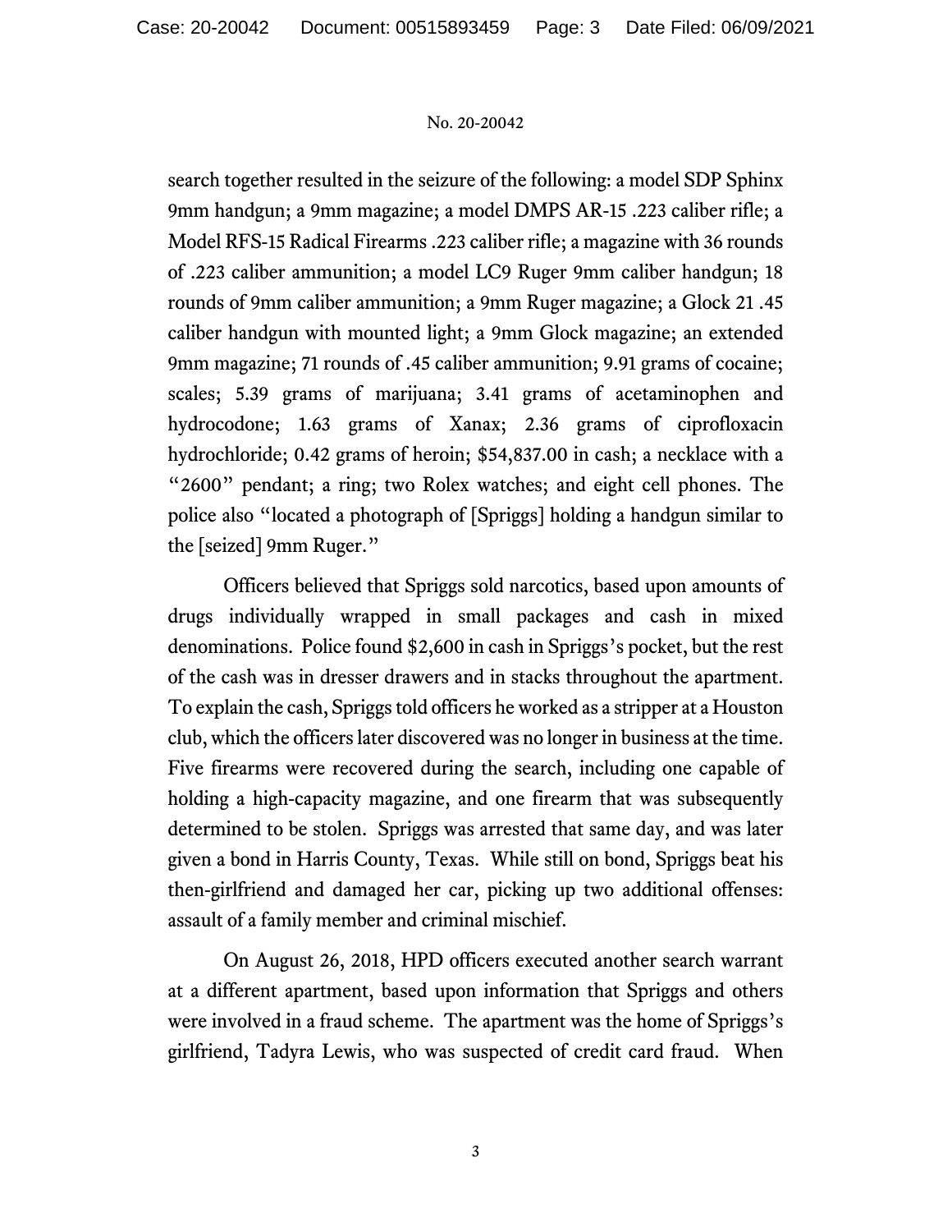search together resulted in the seizure of the following: a model SDP Sphinx 9mm handgun; a 9mm magazine; a model DMPS AR-15 .223 caliber rifle; a Model RFS-15 Radical Firearms .223 caliber rifle; a magazine with 36 rounds of .223 caliber ammunition; a model LC9 Ruger 9mm caliber handgun; 18 rounds of 9mm caliber ammunition; a 9mm Ruger magazine; a Glock 21 .45 caliber handgun with mounted light; a 9mm Glock magazine; an extended 9mm magazine; 71 rounds of .45 caliber ammunition; 9.91 grams of cocaine; scales; 5.39 grams of marijuana; 3.41 grams of acetaminophen and hydrocodone; 1.63 grams of Xanax; 2.36 grams of ciprofloxacin hydrochloride; 0.42 grams of heroin; $54,837.00 in cash; a necklace with a "2600" pendant; a ring; two Rolex watches; and eight cell phones. The police also "located a photograph of [Spriggs] holding a handgun similar to the [seized] 9mm Ruger."

Officers believed that Spriggs sold narcotics, based upon amounts of drugs individually wrapped in small packages and cash in mixed denominations. Police found $2,600 in cash in Spriggs's pocket, but the rest of the cash was in dresser drawers and in stacks throughout the apartment. To explain the cash, Spriggs told officers he worked as a stripper at a Houston club, which the officers later discovered was no longer in business at the time. Five firearms were recovered during the search, including one capable of holding a high-capacity magazine, and one firearm that was subsequently determined to be stolen. Spriggs was arrested that same day, and was later given a bond in Harris County, Texas. While still on bond, Spriggs beat his then-girlfriend and damaged her car, picking up two additional offenses: assault of a family member and criminal mischief.

On August 26, 2018, HPD officers executed another search warrant at a different apartment, based upon information that Spriggs and others were involved in a fraud scheme. The apartment was the home of Spriggs's girlfriend, Tadyra Lewis, who was suspected of credit card fraud. When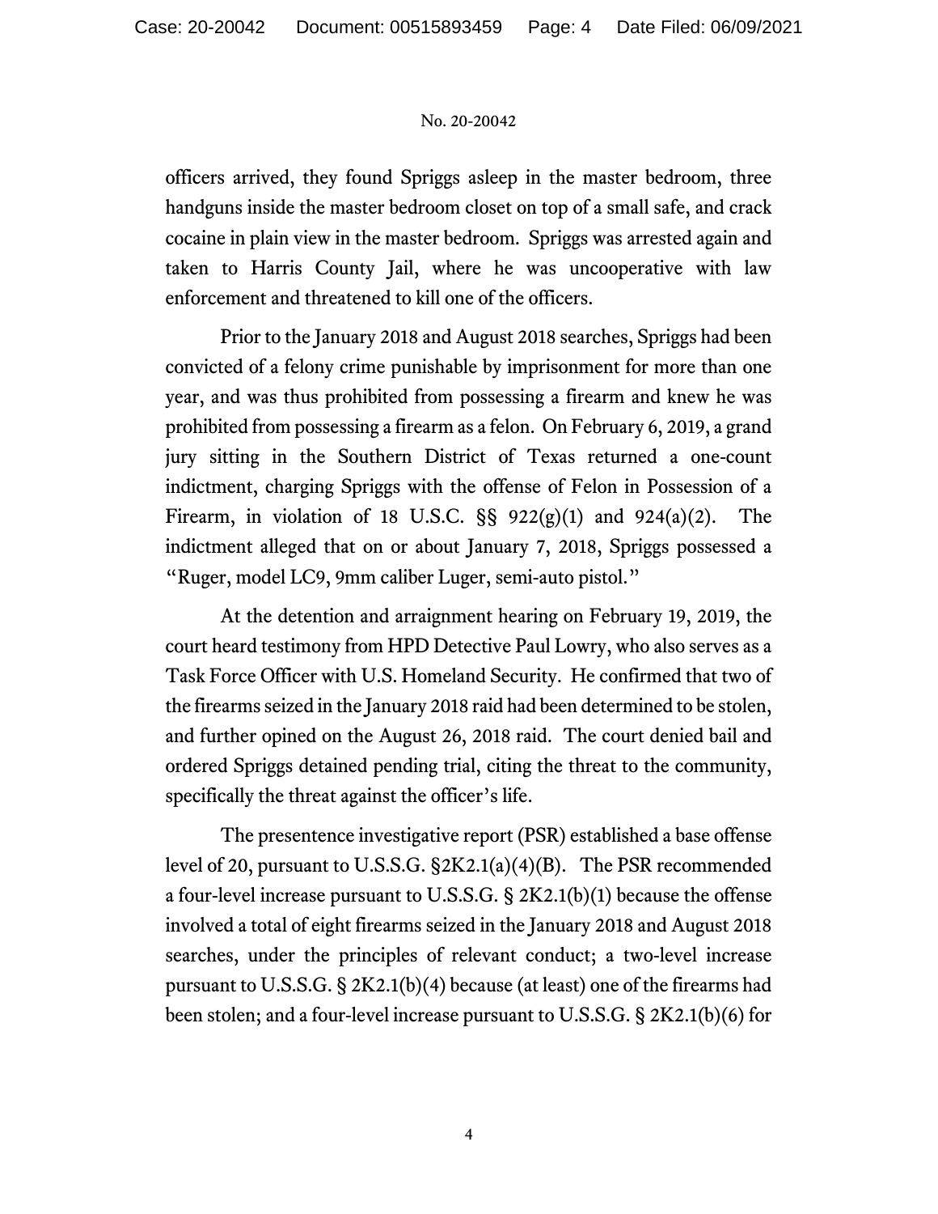officers arrived, they found Spriggs asleep in the master bedroom, three handguns inside the master bedroom closet on top of a small safe, and crack cocaine in plain view in the master bedroom. Spriggs was arrested again and taken to Harris County Jail, where he was uncooperative with law enforcement and threatened to kill one of the officers.

Prior to the January 2018 and August 2018 searches, Spriggs had been convicted of a felony crime punishable by imprisonment for more than one year, and was thus prohibited from possessing a firearm and knew he was prohibited from possessing a firearm as a felon. On February 6, 2019, a grand jury sitting in the Southern District of Texas returned a one-count indictment, charging Spriggs with the offense of Felon in Possession of a Firearm, in violation of 18 U.S.C. §§ 922(g)(1) and 924(a)(2). The indictment alleged that on or about January 7, 2018, Spriggs possessed a "Ruger, model LC9, 9mm caliber Luger, semi-auto pistol."

At the detention and arraignment hearing on February 19, 2019, the court heard testimony from HPD Detective Paul Lowry, who also serves as a Task Force Officer with U.S. Homeland Security. He confirmed that two of the firearms seized in the January 2018 raid had been determined to be stolen, and further opined on the August 26, 2018 raid. The court denied bail and ordered Spriggs detained pending trial, citing the threat to the community, specifically the threat against the officer's life.

The presentence investigative report (PSR) established a base offense level of 20, pursuant to U.S.S.G. §2K2.1(a)(4)(B). The PSR recommended a four-level increase pursuant to U.S.S.G. § 2K2.1(b)(1) because the offense involved a total of eight firearms seized in the January 2018 and August 2018 searches, under the principles of relevant conduct; a two-level increase pursuant to U.S.S.G. § 2K2.1(b)(4) because (at least) one of the firearms had been stolen; and a four-level increase pursuant to U.S.S.G. § 2K2.1(b)(6) for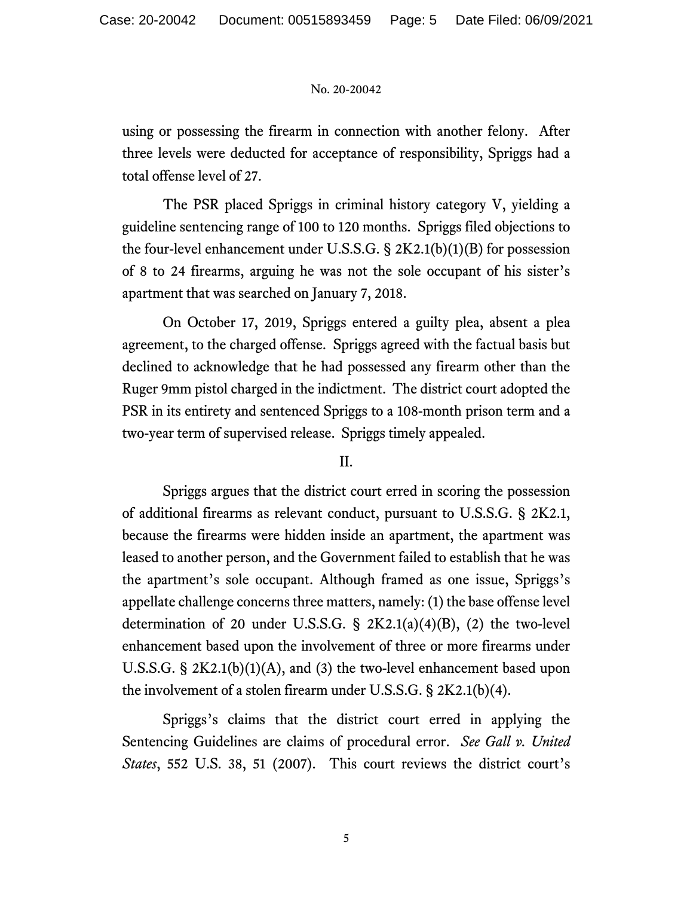using or possessing the firearm in connection with another felony. After three levels were deducted for acceptance of responsibility, Spriggs had a total offense level of 27.

The PSR placed Spriggs in criminal history category V, yielding a guideline sentencing range of 100 to 120 months. Spriggs filed objections to the four-level enhancement under U.S.S.G. § 2K2.1(b)(1)(B) for possession of 8 to 24 firearms, arguing he was not the sole occupant of his sister's apartment that was searched on January 7, 2018.

On October 17, 2019, Spriggs entered a guilty plea, absent a plea agreement, to the charged offense. Spriggs agreed with the factual basis but declined to acknowledge that he had possessed any firearm other than the Ruger 9mm pistol charged in the indictment. The district court adopted the PSR in its entirety and sentenced Spriggs to a 108-month prison term and a two-year term of supervised release. Spriggs timely appealed.

## II.

Spriggs argues that the district court erred in scoring the possession of additional firearms as relevant conduct, pursuant to U.S.S.G. § 2K2.1, because the firearms were hidden inside an apartment, the apartment was leased to another person, and the Government failed to establish that he was the apartment's sole occupant. Although framed as one issue, Spriggs's appellate challenge concerns three matters, namely: (1) the base offense level determination of 20 under U.S.S.G. § 2K2.1(a)(4)(B), (2) the two-level enhancement based upon the involvement of three or more firearms under U.S.S.G. § 2K2.1(b)(1)(A), and (3) the two-level enhancement based upon the involvement of a stolen firearm under U.S.S.G. § 2K2.1(b)(4).

Spriggs's claims that the district court erred in applying the Sentencing Guidelines are claims of procedural error. *See Gall v. United States*, 552 U.S. 38, 51 (2007). This court reviews the district court's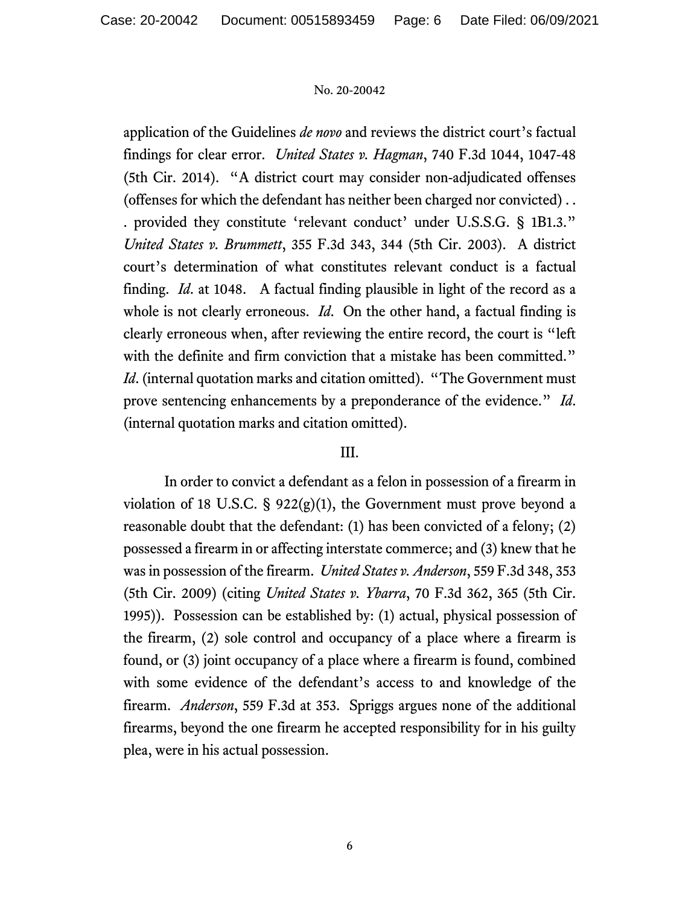application of the Guidelines *de novo* and reviews the district court's factual findings for clear error. *United States v. Hagman*, 740 F.3d 1044, 1047-48 (5th Cir. 2014). "A district court may consider non-adjudicated offenses (offenses for which the defendant has neither been charged nor convicted) . . . provided they constitute 'relevant conduct' under U.S.S.G. § 1B1.3." *United States v. Brummett*, 355 F.3d 343, 344 (5th Cir. 2003). A district court's determination of what constitutes relevant conduct is a factual finding. *Id*. at 1048. A factual finding plausible in light of the record as a whole is not clearly erroneous. *Id*. On the other hand, a factual finding is clearly erroneous when, after reviewing the entire record, the court is "left with the definite and firm conviction that a mistake has been committed." *Id*. (internal quotation marks and citation omitted). "The Government must prove sentencing enhancements by a preponderance of the evidence." *Id*. (internal quotation marks and citation omitted).

## III.

In order to convict a defendant as a felon in possession of a firearm in violation of 18 U.S.C. § 922(g)(1), the Government must prove beyond a reasonable doubt that the defendant: (1) has been convicted of a felony; (2) possessed a firearm in or affecting interstate commerce; and (3) knew that he was in possession of the firearm. *United States v. Anderson*, 559 F.3d 348, 353 (5th Cir. 2009) (citing *United States v. Ybarra*, 70 F.3d 362, 365 (5th Cir. 1995)). Possession can be established by: (1) actual, physical possession of the firearm, (2) sole control and occupancy of a place where a firearm is found, or (3) joint occupancy of a place where a firearm is found, combined with some evidence of the defendant's access to and knowledge of the firearm. *Anderson*, 559 F.3d at 353. Spriggs argues none of the additional firearms, beyond the one firearm he accepted responsibility for in his guilty plea, were in his actual possession.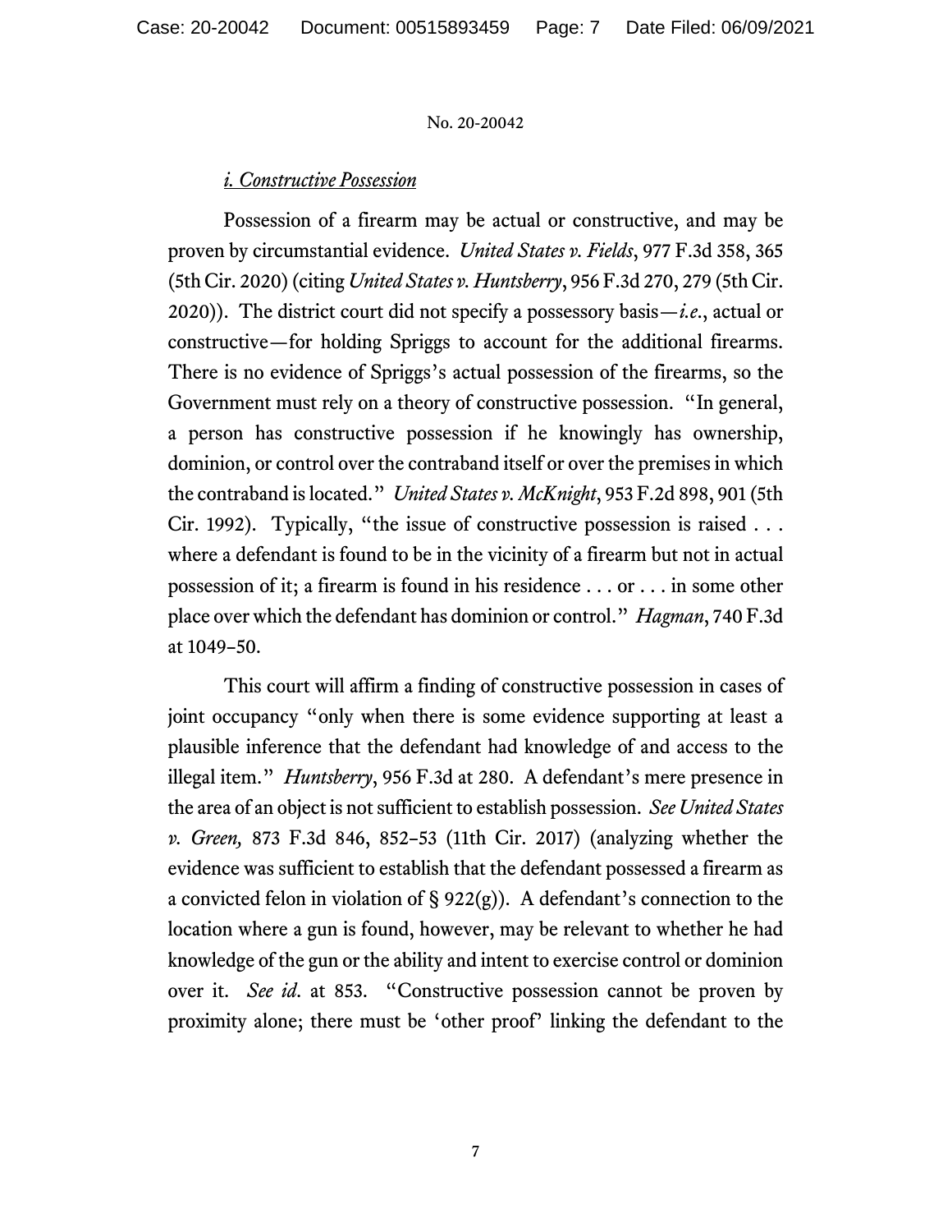### *i. Constructive Possession*

Possession of a firearm may be actual or constructive, and may be proven by circumstantial evidence. *United States v. Fields*, 977 F.3d 358, 365 (5th Cir. 2020) (citing *United States v. Huntsberry*, 956 F.3d 270, 279 (5th Cir. 2020)). The district court did not specify a possessory basis—*i.e.*, actual or constructive—for holding Spriggs to account for the additional firearms. There is no evidence of Spriggs's actual possession of the firearms, so the Government must rely on a theory of constructive possession. "In general, a person has constructive possession if he knowingly has ownership, dominion, or control over the contraband itself or over the premises in which the contraband is located." *United States v. McKnight*, 953 F.2d 898, 901 (5th Cir. 1992). Typically, "the issue of constructive possession is raised . . . where a defendant is found to be in the vicinity of a firearm but not in actual possession of it; a firearm is found in his residence . . . or . . . in some other place over which the defendant has dominion or control." *Hagman*, 740 F.3d at 1049–50.

This court will affirm a finding of constructive possession in cases of joint occupancy "only when there is some evidence supporting at least a plausible inference that the defendant had knowledge of and access to the illegal item." *Huntsberry*, 956 F.3d at 280. A defendant's mere presence in the area of an object is not sufficient to establish possession. *See United States v. Green,* 873 F.3d 846, 852–53 (11th Cir. 2017) (analyzing whether the evidence was sufficient to establish that the defendant possessed a firearm as a convicted felon in violation of § 922(g)). A defendant's connection to the location where a gun is found, however, may be relevant to whether he had knowledge of the gun or the ability and intent to exercise control or dominion over it. *See id.* at 853. "Constructive possession cannot be proven by proximity alone; there must be 'other proof' linking the defendant to the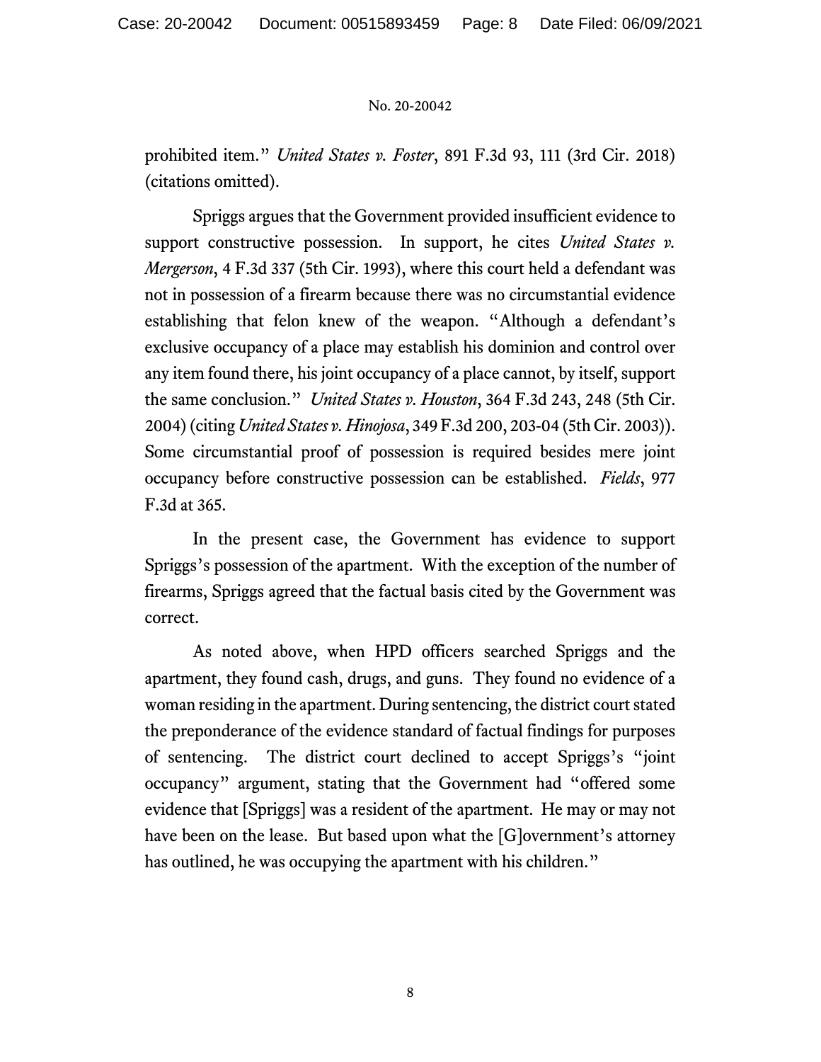prohibited item." *United States v. Foster*, 891 F.3d 93, 111 (3rd Cir. 2018) (citations omitted).

Spriggs argues that the Government provided insufficient evidence to support constructive possession. In support, he cites *United States v. Mergerson*, 4 F.3d 337 (5th Cir. 1993), where this court held a defendant was not in possession of a firearm because there was no circumstantial evidence establishing that felon knew of the weapon. "Although a defendant's exclusive occupancy of a place may establish his dominion and control over any item found there, his joint occupancy of a place cannot, by itself, support the same conclusion." *United States v. Houston*, 364 F.3d 243, 248 (5th Cir. 2004) (citing *United States v. Hinojosa*, 349 F.3d 200, 203-04 (5th Cir. 2003)). Some circumstantial proof of possession is required besides mere joint occupancy before constructive possession can be established. *Fields*, 977 F.3d at 365.

In the present case, the Government has evidence to support Spriggs's possession of the apartment. With the exception of the number of firearms, Spriggs agreed that the factual basis cited by the Government was correct.

As noted above, when HPD officers searched Spriggs and the apartment, they found cash, drugs, and guns. They found no evidence of a woman residing in the apartment. During sentencing, the district court stated the preponderance of the evidence standard of factual findings for purposes of sentencing. The district court declined to accept Spriggs's "joint occupancy" argument, stating that the Government had "offered some evidence that [Spriggs] was a resident of the apartment. He may or may not have been on the lease. But based upon what the [G]overnment's attorney has outlined, he was occupying the apartment with his children."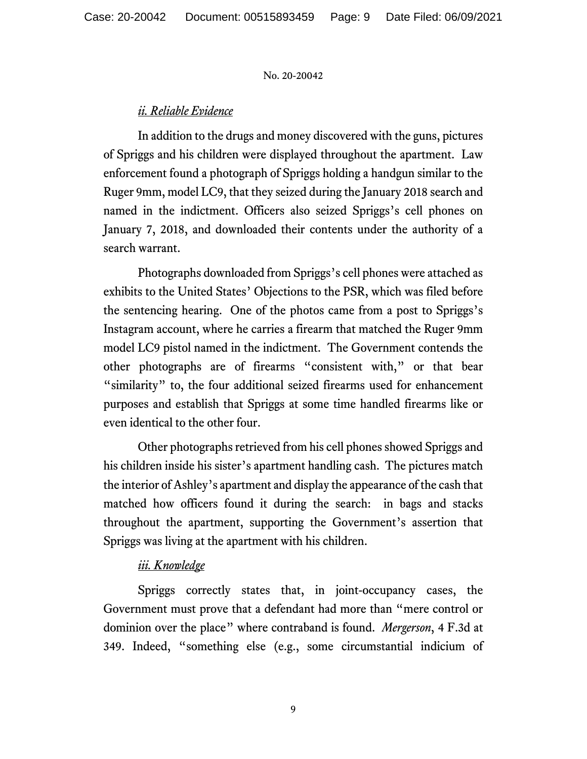### *ii. Reliable Evidence*

In addition to the drugs and money discovered with the guns, pictures of Spriggs and his children were displayed throughout the apartment. Law enforcement found a photograph of Spriggs holding a handgun similar to the Ruger 9mm, model LC9, that they seized during the January 2018 search and named in the indictment. Officers also seized Spriggs's cell phones on January 7, 2018, and downloaded their contents under the authority of a search warrant.

Photographs downloaded from Spriggs's cell phones were attached as exhibits to the United States' Objections to the PSR, which was filed before the sentencing hearing. One of the photos came from a post to Spriggs's Instagram account, where he carries a firearm that matched the Ruger 9mm model LC9 pistol named in the indictment. The Government contends the other photographs are of firearms "consistent with," or that bear "similarity" to, the four additional seized firearms used for enhancement purposes and establish that Spriggs at some time handled firearms like or even identical to the other four.

Other photographs retrieved from his cell phones showed Spriggs and his children inside his sister's apartment handling cash. The pictures match the interior of Ashley's apartment and display the appearance of the cash that matched how officers found it during the search: in bags and stacks throughout the apartment, supporting the Government's assertion that Spriggs was living at the apartment with his children.

### *iii. Knowledge*

Spriggs correctly states that, in joint-occupancy cases, the Government must prove that a defendant had more than "mere control or dominion over the place" where contraband is found. *Mergerson*, 4 F.3d at 349. Indeed, "something else (e.g., some circumstantial indicium of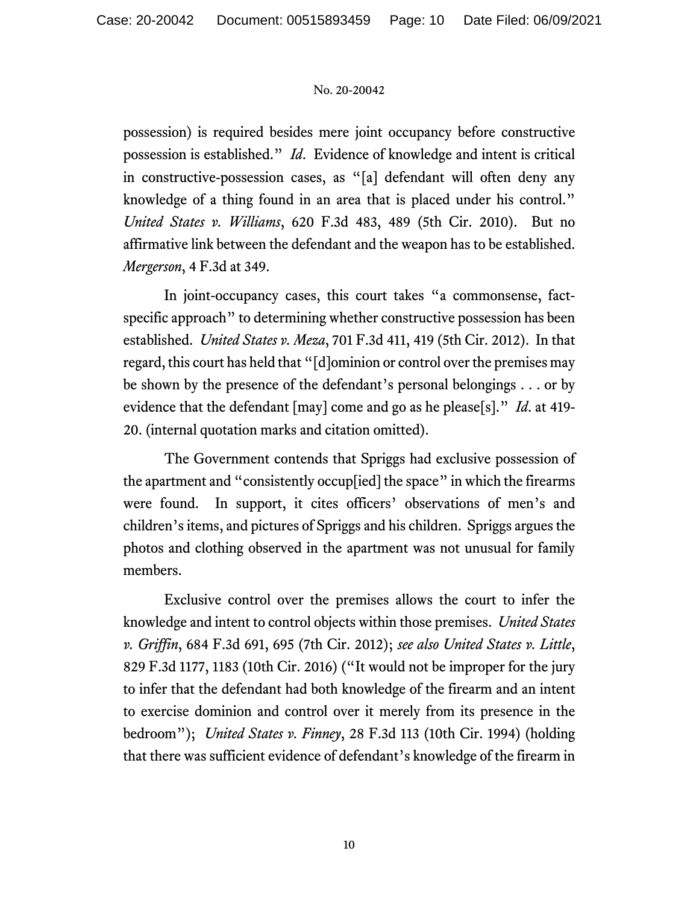possession) is required besides mere joint occupancy before constructive possession is established." *Id*. Evidence of knowledge and intent is critical in constructive-possession cases, as "[a] defendant will often deny any knowledge of a thing found in an area that is placed under his control." *United States v. Williams*, 620 F.3d 483, 489 (5th Cir. 2010). But no affirmative link between the defendant and the weapon has to be established. *Mergerson*, 4 F.3d at 349.

In joint-occupancy cases, this court takes "a commonsense, fact-specific approach" to determining whether constructive possession has been established. *United States v. Meza*, 701 F.3d 411, 419 (5th Cir. 2012). In that regard, this court has held that "[d]ominion or control over the premises may be shown by the presence of the defendant's personal belongings . . . or by evidence that the defendant [may] come and go as he please[s]." *Id*. at 419-20. (internal quotation marks and citation omitted).

The Government contends that Spriggs had exclusive possession of the apartment and "consistently occup[ied] the space" in which the firearms were found. In support, it cites officers' observations of men's and children's items, and pictures of Spriggs and his children. Spriggs argues the photos and clothing observed in the apartment was not unusual for family members.

Exclusive control over the premises allows the court to infer the knowledge and intent to control objects within those premises. *United States v. Griffin*, 684 F.3d 691, 695 (7th Cir. 2012); *see also United States v. Little*, 829 F.3d 1177, 1183 (10th Cir. 2016) ("It would not be improper for the jury to infer that the defendant had both knowledge of the firearm and an intent to exercise dominion and control over it merely from its presence in the bedroom"); *United States v. Finney*, 28 F.3d 113 (10th Cir. 1994) (holding that there was sufficient evidence of defendant's knowledge of the firearm in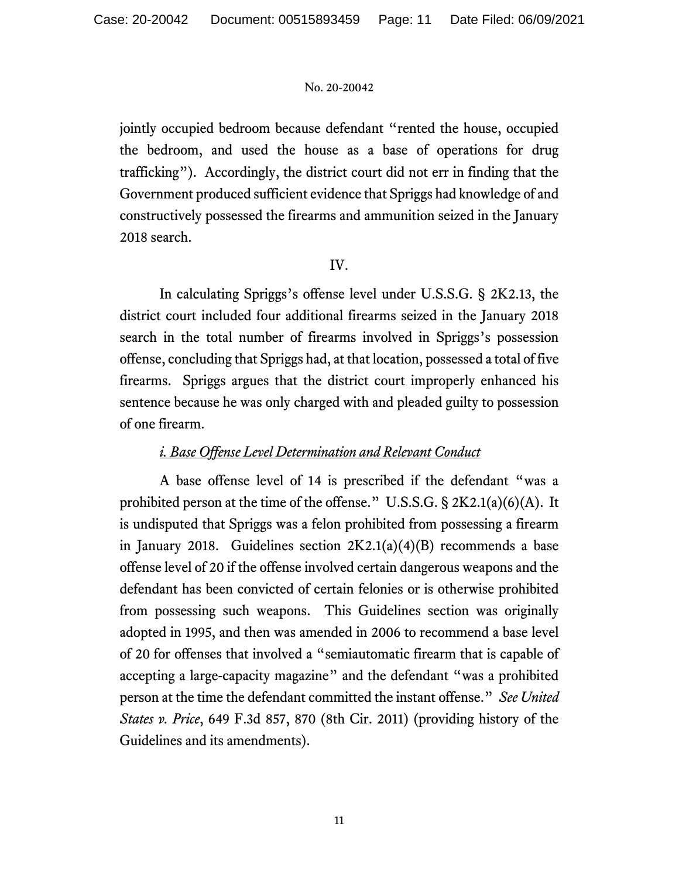jointly occupied bedroom because defendant "rented the house, occupied the bedroom, and used the house as a base of operations for drug trafficking"). Accordingly, the district court did not err in finding that the Government produced sufficient evidence that Spriggs had knowledge of and constructively possessed the firearms and ammunition seized in the January 2018 search.

IV.

In calculating Spriggs's offense level under U.S.S.G. § 2K2.13, the district court included four additional firearms seized in the January 2018 search in the total number of firearms involved in Spriggs's possession offense, concluding that Spriggs had, at that location, possessed a total of five firearms. Spriggs argues that the district court improperly enhanced his sentence because he was only charged with and pleaded guilty to possession of one firearm.

*i. Base Offense Level Determination and Relevant Conduct*

A base offense level of 14 is prescribed if the defendant "was a prohibited person at the time of the offense." U.S.S.G. § 2K2.1(a)(6)(A). It is undisputed that Spriggs was a felon prohibited from possessing a firearm in January 2018. Guidelines section 2K2.1(a)(4)(B) recommends a base offense level of 20 if the offense involved certain dangerous weapons and the defendant has been convicted of certain felonies or is otherwise prohibited from possessing such weapons. This Guidelines section was originally adopted in 1995, and then was amended in 2006 to recommend a base level of 20 for offenses that involved a "semiautomatic firearm that is capable of accepting a large-capacity magazine" and the defendant "was a prohibited person at the time the defendant committed the instant offense." *See United States v. Price*, 649 F.3d 857, 870 (8th Cir. 2011) (providing history of the Guidelines and its amendments).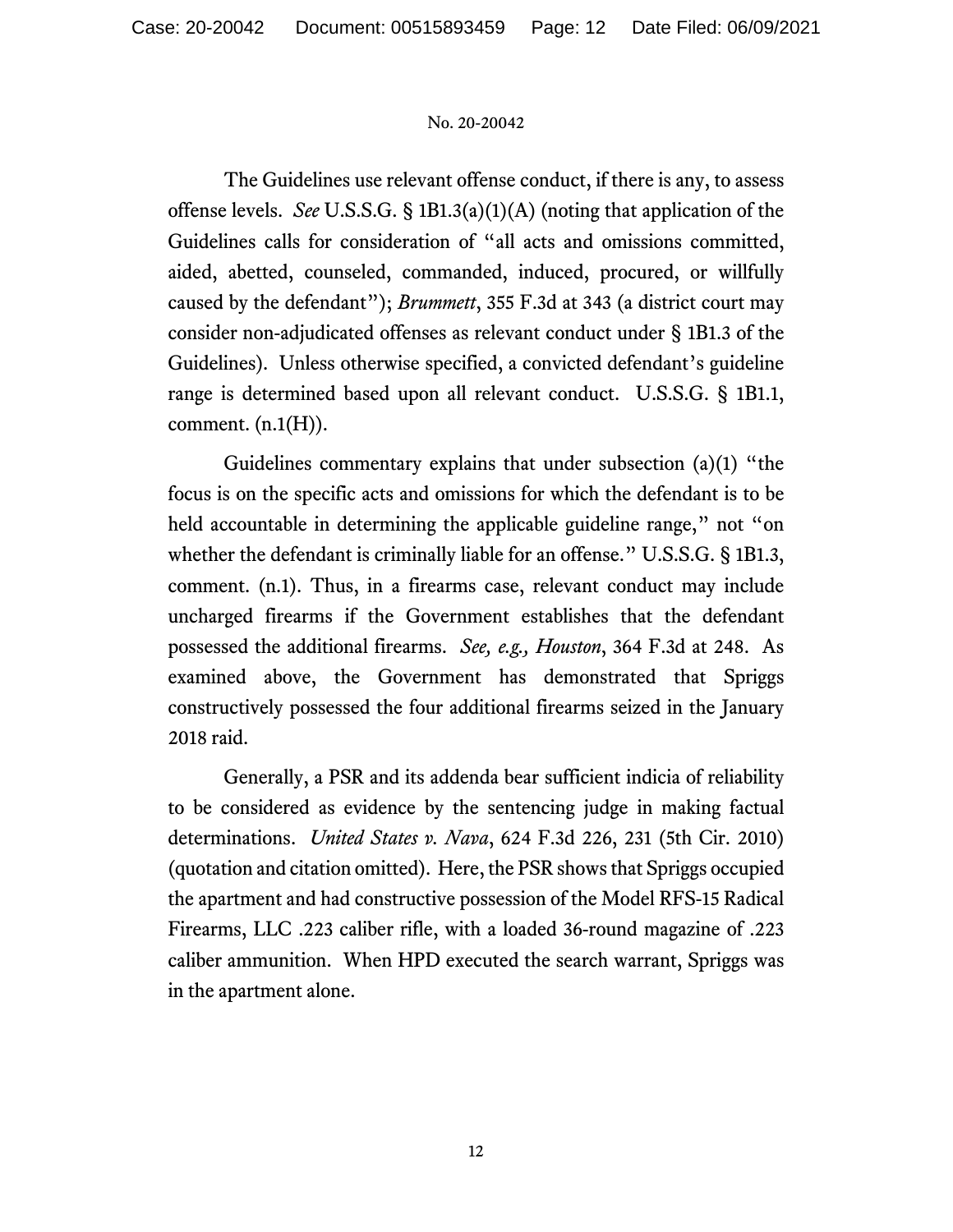The Guidelines use relevant offense conduct, if there is any, to assess offense levels. *See* U.S.S.G. § 1B1.3(a)(1)(A) (noting that application of the Guidelines calls for consideration of "all acts and omissions committed, aided, abetted, counseled, commanded, induced, procured, or willfully caused by the defendant"); *Brummett*, 355 F.3d at 343 (a district court may consider non-adjudicated offenses as relevant conduct under § 1B1.3 of the Guidelines). Unless otherwise specified, a convicted defendant's guideline range is determined based upon all relevant conduct. U.S.S.G. § 1B1.1, comment. (n.1(H)).

Guidelines commentary explains that under subsection (a)(1) "the focus is on the specific acts and omissions for which the defendant is to be held accountable in determining the applicable guideline range," not "on whether the defendant is criminally liable for an offense." U.S.S.G. § 1B1.3, comment. (n.1). Thus, in a firearms case, relevant conduct may include uncharged firearms if the Government establishes that the defendant possessed the additional firearms. *See, e.g., Houston*, 364 F.3d at 248. As examined above, the Government has demonstrated that Spriggs constructively possessed the four additional firearms seized in the January 2018 raid.

Generally, a PSR and its addenda bear sufficient indicia of reliability to be considered as evidence by the sentencing judge in making factual determinations. *United States v. Nava*, 624 F.3d 226, 231 (5th Cir. 2010) (quotation and citation omitted). Here, the PSR shows that Spriggs occupied the apartment and had constructive possession of the Model RFS-15 Radical Firearms, LLC .223 caliber rifle, with a loaded 36-round magazine of .223 caliber ammunition. When HPD executed the search warrant, Spriggs was in the apartment alone.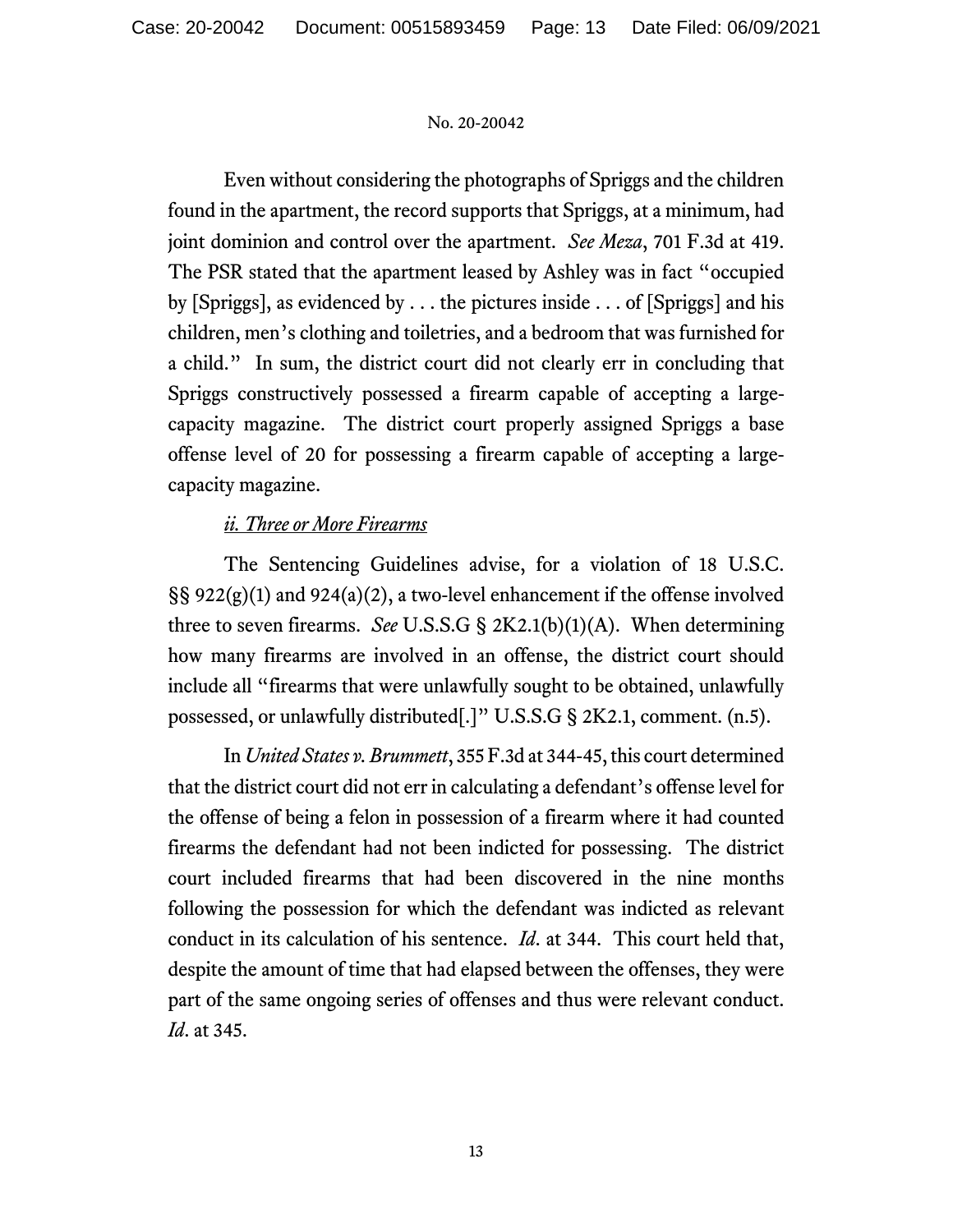Even without considering the photographs of Spriggs and the children found in the apartment, the record supports that Spriggs, at a minimum, had joint dominion and control over the apartment. *See Meza*, 701 F.3d at 419. The PSR stated that the apartment leased by Ashley was in fact "occupied by [Spriggs], as evidenced by . . . the pictures inside . . . of [Spriggs] and his children, men's clothing and toiletries, and a bedroom that was furnished for a child." In sum, the district court did not clearly err in concluding that Spriggs constructively possessed a firearm capable of accepting a large-capacity magazine. The district court properly assigned Spriggs a base offense level of 20 for possessing a firearm capable of accepting a large-capacity magazine.

*ii. Three or More Firearms*

The Sentencing Guidelines advise, for a violation of 18 U.S.C. §§ 922(g)(1) and 924(a)(2), a two-level enhancement if the offense involved three to seven firearms. *See* U.S.S.G § 2K2.1(b)(1)(A). When determining how many firearms are involved in an offense, the district court should include all "firearms that were unlawfully sought to be obtained, unlawfully possessed, or unlawfully distributed[.]" U.S.S.G § 2K2.1, comment. (n.5).

In *United States v. Brummett*, 355 F.3d at 344-45, this court determined that the district court did not err in calculating a defendant's offense level for the offense of being a felon in possession of a firearm where it had counted firearms the defendant had not been indicted for possessing. The district court included firearms that had been discovered in the nine months following the possession for which the defendant was indicted as relevant conduct in its calculation of his sentence. *Id*. at 344. This court held that, despite the amount of time that had elapsed between the offenses, they were part of the same ongoing series of offenses and thus were relevant conduct. *Id*. at 345.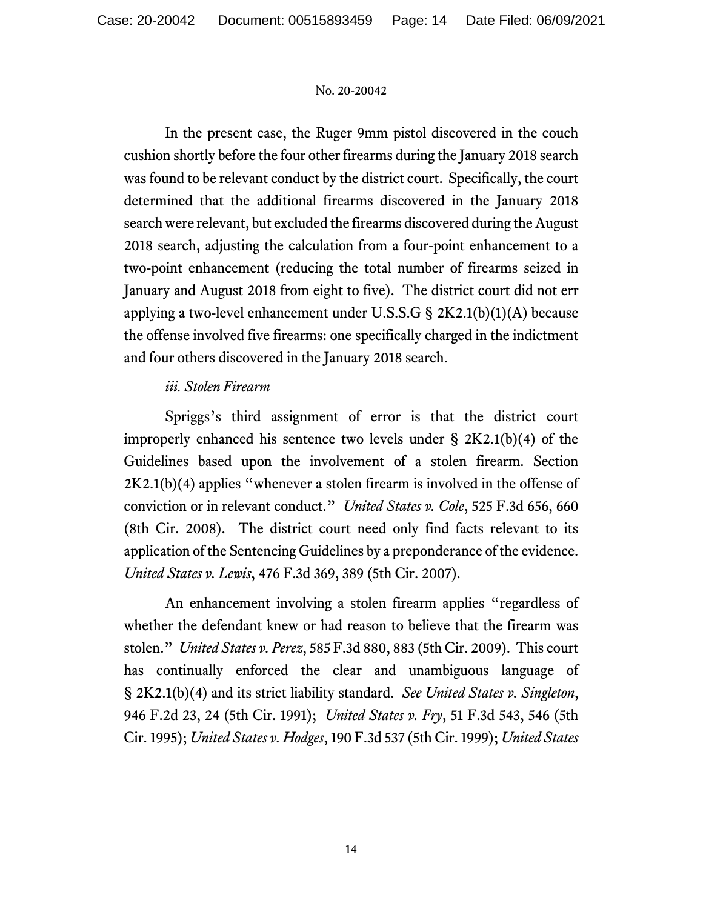In the present case, the Ruger 9mm pistol discovered in the couch cushion shortly before the four other firearms during the January 2018 search was found to be relevant conduct by the district court. Specifically, the court determined that the additional firearms discovered in the January 2018 search were relevant, but excluded the firearms discovered during the August 2018 search, adjusting the calculation from a four-point enhancement to a two-point enhancement (reducing the total number of firearms seized in January and August 2018 from eight to five). The district court did not err applying a two-level enhancement under U.S.S.G § 2K2.1(b)(1)(A) because the offense involved five firearms: one specifically charged in the indictment and four others discovered in the January 2018 search.

*iii. Stolen Firearm*

Spriggs's third assignment of error is that the district court improperly enhanced his sentence two levels under § 2K2.1(b)(4) of the Guidelines based upon the involvement of a stolen firearm. Section 2K2.1(b)(4) applies "whenever a stolen firearm is involved in the offense of conviction or in relevant conduct." *United States v. Cole*, 525 F.3d 656, 660 (8th Cir. 2008). The district court need only find facts relevant to its application of the Sentencing Guidelines by a preponderance of the evidence. *United States v. Lewis*, 476 F.3d 369, 389 (5th Cir. 2007).

An enhancement involving a stolen firearm applies "regardless of whether the defendant knew or had reason to believe that the firearm was stolen." *United States v. Perez*, 585 F.3d 880, 883 (5th Cir. 2009). This court has continually enforced the clear and unambiguous language of § 2K2.1(b)(4) and its strict liability standard. *See United States v. Singleton*, 946 F.2d 23, 24 (5th Cir. 1991); *United States v. Fry*, 51 F.3d 543, 546 (5th Cir. 1995); *United States v. Hodges*, 190 F.3d 537 (5th Cir. 1999); *United States*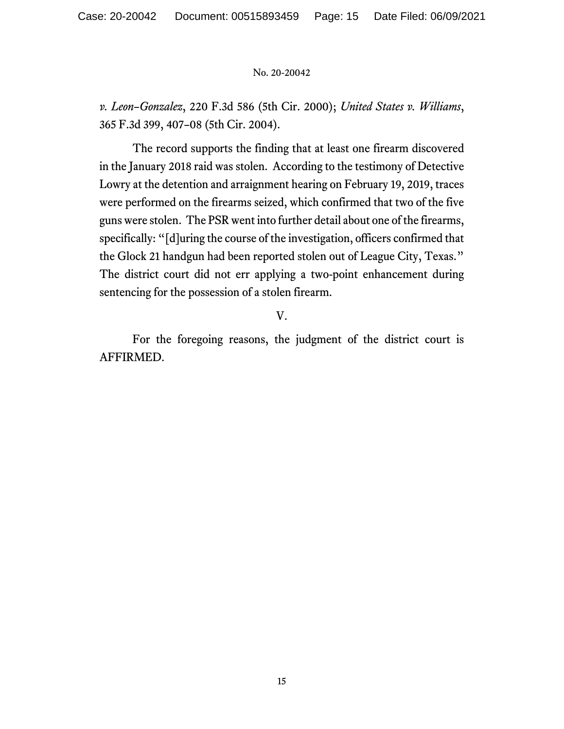*v. Leon–Gonzalez*, 220 F.3d 586 (5th Cir. 2000); *United States v. Williams*, 365 F.3d 399, 407–08 (5th Cir. 2004).

The record supports the finding that at least one firearm discovered in the January 2018 raid was stolen. According to the testimony of Detective Lowry at the detention and arraignment hearing on February 19, 2019, traces were performed on the firearms seized, which confirmed that two of the five guns were stolen. The PSR went into further detail about one of the firearms, specifically: "[d]uring the course of the investigation, officers confirmed that the Glock 21 handgun had been reported stolen out of League City, Texas." The district court did not err applying a two-point enhancement during sentencing for the possession of a stolen firearm.

## V.

For the foregoing reasons, the judgment of the district court is AFFIRMED.